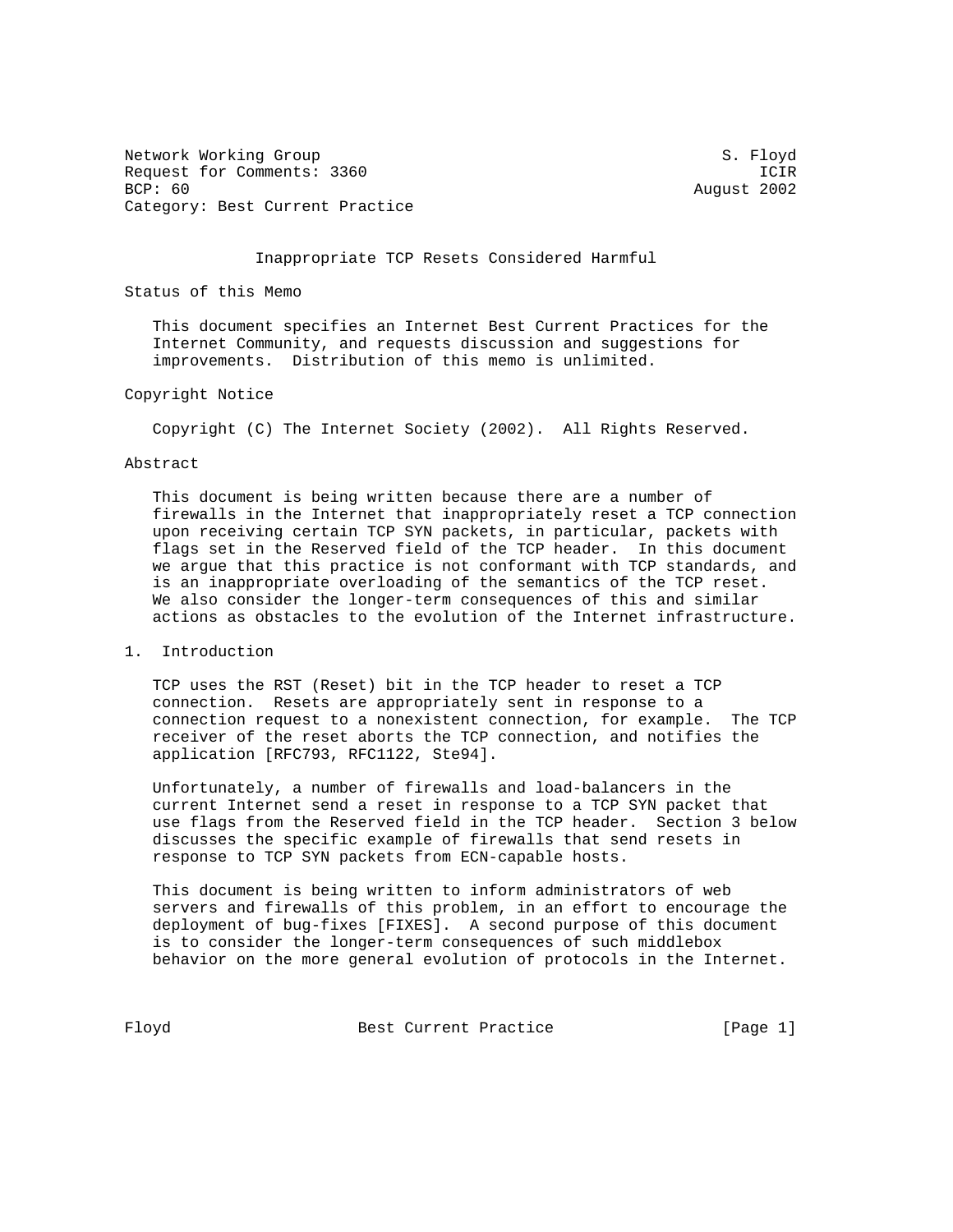Network Working Group S. Floyd
Request for Comments: 3360 ICIR
BCP: 60 August 2002
Category: Best Current Practice

# Inappropriate TCP Resets Considered Harmful

## Status of this Memo

This document specifies an Internet Best Current Practices for the Internet Community, and requests discussion and suggestions for improvements. Distribution of this memo is unlimited.

## Copyright Notice

Copyright (C) The Internet Society (2002). All Rights Reserved.

## Abstract

This document is being written because there are a number of firewalls in the Internet that inappropriately reset a TCP connection upon receiving certain TCP SYN packets, in particular, packets with flags set in the Reserved field of the TCP header. In this document we argue that this practice is not conformant with TCP standards, and is an inappropriate overloading of the semantics of the TCP reset. We also consider the longer-term consequences of this and similar actions as obstacles to the evolution of the Internet infrastructure.

## 1. Introduction

TCP uses the RST (Reset) bit in the TCP header to reset a TCP connection. Resets are appropriately sent in response to a connection request to a nonexistent connection, for example. The TCP receiver of the reset aborts the TCP connection, and notifies the application [RFC793, RFC1122, Ste94].

Unfortunately, a number of firewalls and load-balancers in the current Internet send a reset in response to a TCP SYN packet that use flags from the Reserved field in the TCP header. Section 3 below discusses the specific example of firewalls that send resets in response to TCP SYN packets from ECN-capable hosts.

This document is being written to inform administrators of web servers and firewalls of this problem, in an effort to encourage the deployment of bug-fixes [FIXES]. A second purpose of this document is to consider the longer-term consequences of such middlebox behavior on the more general evolution of protocols in the Internet.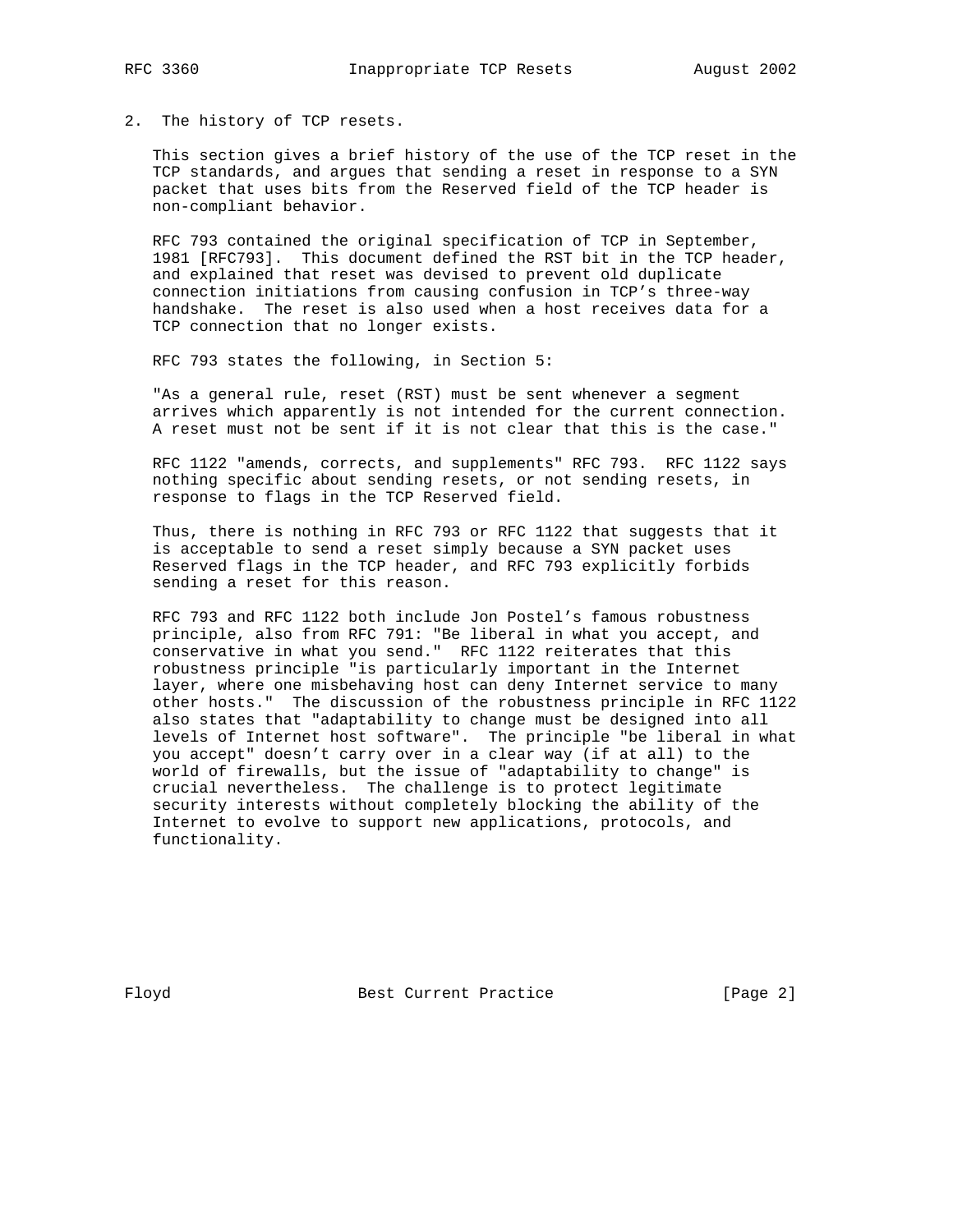## 2. The history of TCP resets.

This section gives a brief history of the use of the TCP reset in the TCP standards, and argues that sending a reset in response to a SYN packet that uses bits from the Reserved field of the TCP header is non-compliant behavior.

RFC 793 contained the original specification of TCP in September, 1981 [RFC793]. This document defined the RST bit in the TCP header, and explained that reset was devised to prevent old duplicate connection initiations from causing confusion in TCP's three-way handshake. The reset is also used when a host receives data for a TCP connection that no longer exists.

RFC 793 states the following, in Section 5:

"As a general rule, reset (RST) must be sent whenever a segment arrives which apparently is not intended for the current connection. A reset must not be sent if it is not clear that this is the case."

RFC 1122 "amends, corrects, and supplements" RFC 793. RFC 1122 says nothing specific about sending resets, or not sending resets, in response to flags in the TCP Reserved field.

Thus, there is nothing in RFC 793 or RFC 1122 that suggests that it is acceptable to send a reset simply because a SYN packet uses Reserved flags in the TCP header, and RFC 793 explicitly forbids sending a reset for this reason.

RFC 793 and RFC 1122 both include Jon Postel's famous robustness principle, also from RFC 791: "Be liberal in what you accept, and conservative in what you send." RFC 1122 reiterates that this robustness principle "is particularly important in the Internet layer, where one misbehaving host can deny Internet service to many other hosts." The discussion of the robustness principle in RFC 1122 also states that "adaptability to change must be designed into all levels of Internet host software". The principle "be liberal in what you accept" doesn't carry over in a clear way (if at all) to the world of firewalls, but the issue of "adaptability to change" is crucial nevertheless. The challenge is to protect legitimate security interests without completely blocking the ability of the Internet to evolve to support new applications, protocols, and functionality.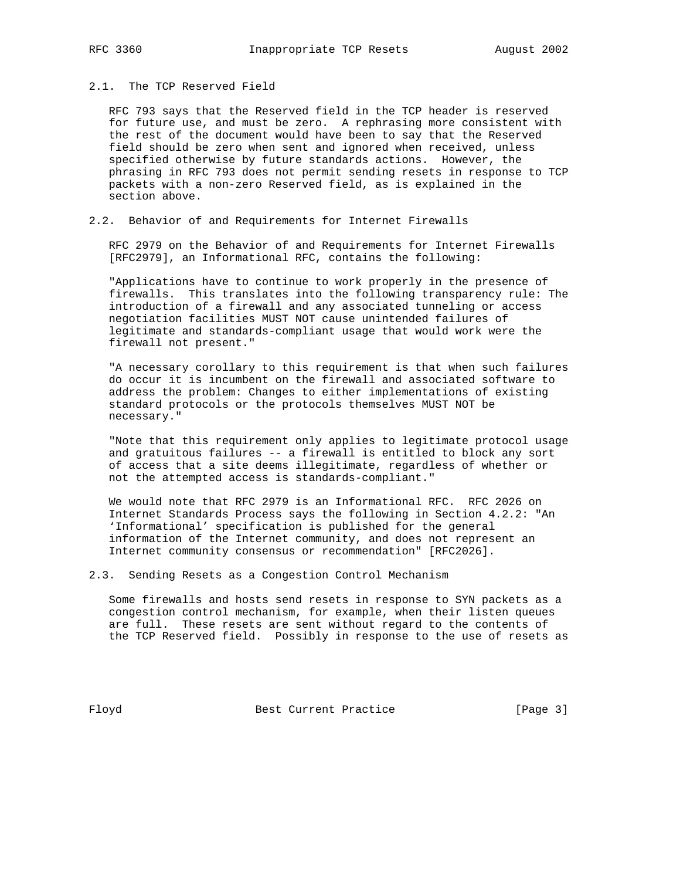### 2.1. The TCP Reserved Field

RFC 793 says that the Reserved field in the TCP header is reserved for future use, and must be zero. A rephrasing more consistent with the rest of the document would have been to say that the Reserved field should be zero when sent and ignored when received, unless specified otherwise by future standards actions. However, the phrasing in RFC 793 does not permit sending resets in response to TCP packets with a non-zero Reserved field, as is explained in the section above.

### 2.2. Behavior of and Requirements for Internet Firewalls

RFC 2979 on the Behavior of and Requirements for Internet Firewalls [RFC2979], an Informational RFC, contains the following:

"Applications have to continue to work properly in the presence of firewalls. This translates into the following transparency rule: The introduction of a firewall and any associated tunneling or access negotiation facilities MUST NOT cause unintended failures of legitimate and standards-compliant usage that would work were the firewall not present."

"A necessary corollary to this requirement is that when such failures do occur it is incumbent on the firewall and associated software to address the problem: Changes to either implementations of existing standard protocols or the protocols themselves MUST NOT be necessary."

"Note that this requirement only applies to legitimate protocol usage and gratuitous failures -- a firewall is entitled to block any sort of access that a site deems illegitimate, regardless of whether or not the attempted access is standards-compliant."

We would note that RFC 2979 is an Informational RFC. RFC 2026 on Internet Standards Process says the following in Section 4.2.2: "An 'Informational' specification is published for the general information of the Internet community, and does not represent an Internet community consensus or recommendation" [RFC2026].

### 2.3. Sending Resets as a Congestion Control Mechanism

Some firewalls and hosts send resets in response to SYN packets as a congestion control mechanism, for example, when their listen queues are full. These resets are sent without regard to the contents of the TCP Reserved field. Possibly in response to the use of resets as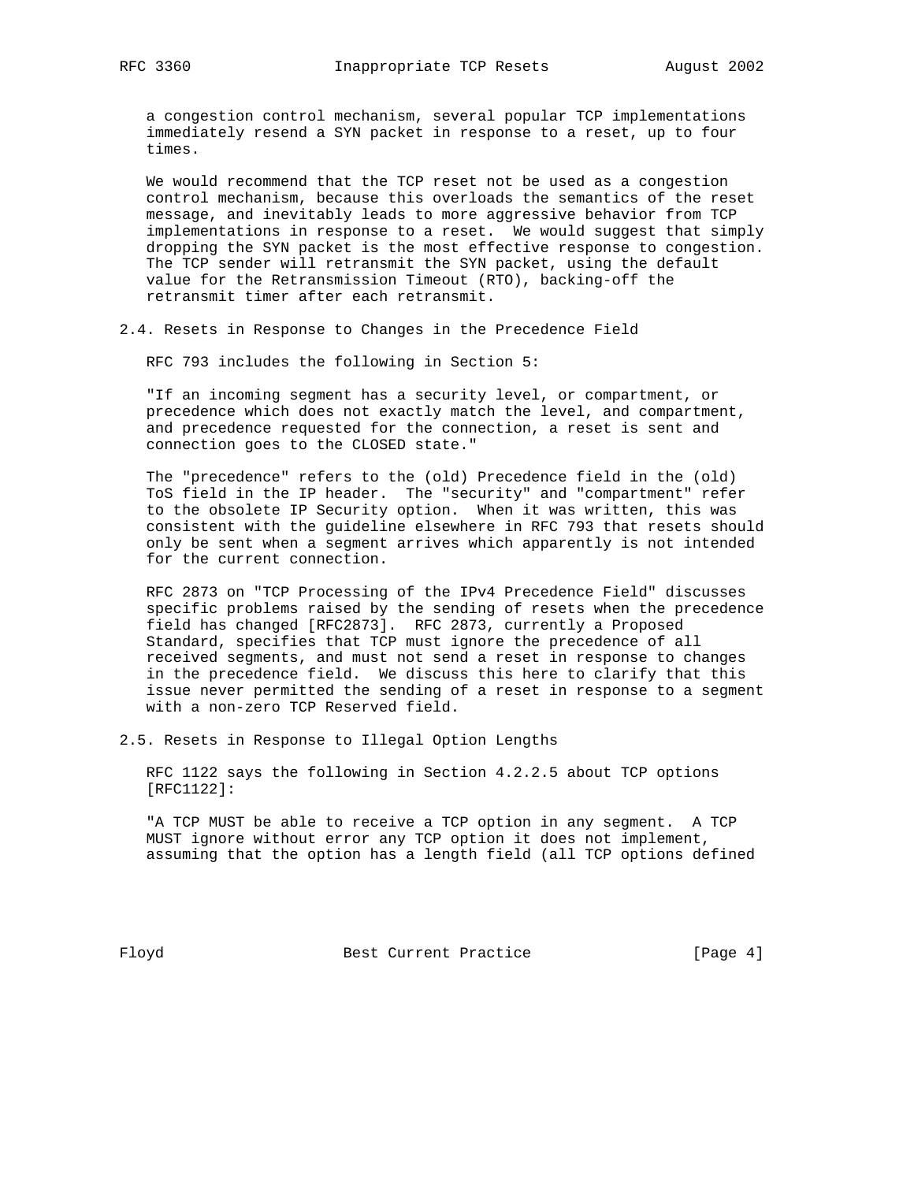a congestion control mechanism, several popular TCP implementations immediately resend a SYN packet in response to a reset, up to four times.

We would recommend that the TCP reset not be used as a congestion control mechanism, because this overloads the semantics of the reset message, and inevitably leads to more aggressive behavior from TCP implementations in response to a reset. We would suggest that simply dropping the SYN packet is the most effective response to congestion. The TCP sender will retransmit the SYN packet, using the default value for the Retransmission Timeout (RTO), backing-off the retransmit timer after each retransmit.

## 2.4. Resets in Response to Changes in the Precedence Field

RFC 793 includes the following in Section 5:

"If an incoming segment has a security level, or compartment, or precedence which does not exactly match the level, and compartment, and precedence requested for the connection, a reset is sent and connection goes to the CLOSED state."

The "precedence" refers to the (old) Precedence field in the (old) ToS field in the IP header. The "security" and "compartment" refer to the obsolete IP Security option. When it was written, this was consistent with the guideline elsewhere in RFC 793 that resets should only be sent when a segment arrives which apparently is not intended for the current connection.

RFC 2873 on "TCP Processing of the IPv4 Precedence Field" discusses specific problems raised by the sending of resets when the precedence field has changed [RFC2873]. RFC 2873, currently a Proposed Standard, specifies that TCP must ignore the precedence of all received segments, and must not send a reset in response to changes in the precedence field. We discuss this here to clarify that this issue never permitted the sending of a reset in response to a segment with a non-zero TCP Reserved field.

## 2.5. Resets in Response to Illegal Option Lengths

RFC 1122 says the following in Section 4.2.2.5 about TCP options [RFC1122]:

"A TCP MUST be able to receive a TCP option in any segment. A TCP MUST ignore without error any TCP option it does not implement, assuming that the option has a length field (all TCP options defined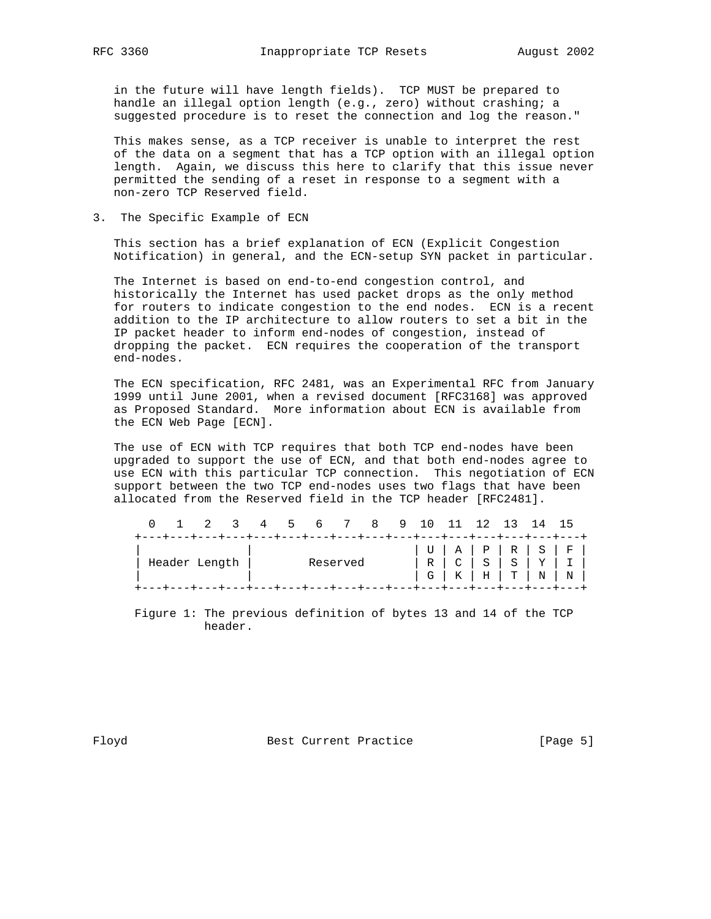in the future will have length fields). TCP MUST be prepared to handle an illegal option length (e.g., zero) without crashing; a suggested procedure is to reset the connection and log the reason."

This makes sense, as a TCP receiver is unable to interpret the rest of the data on a segment that has a TCP option with an illegal option length. Again, we discuss this here to clarify that this issue never permitted the sending of a reset in response to a segment with a non-zero TCP Reserved field.

## 3. The Specific Example of ECN

This section has a brief explanation of ECN (Explicit Congestion Notification) in general, and the ECN-setup SYN packet in particular.

The Internet is based on end-to-end congestion control, and historically the Internet has used packet drops as the only method for routers to indicate congestion to the end nodes. ECN is a recent addition to the IP architecture to allow routers to set a bit in the IP packet header to inform end-nodes of congestion, instead of dropping the packet. ECN requires the cooperation of the transport end-nodes.

The ECN specification, RFC 2481, was an Experimental RFC from January 1999 until June 2001, when a revised document [RFC3168] was approved as Proposed Standard. More information about ECN is available from the ECN Web Page [ECN].

The use of ECN with TCP requires that both TCP end-nodes have been upgraded to support the use of ECN, and that both end-nodes agree to use ECN with this particular TCP connection. This negotiation of ECN support between the two TCP end-nodes uses two flags that have been allocated from the Reserved field in the TCP header [RFC2481].

```
  0   1   2   3   4   5   6   7   8   9  10  11  12  13  14  15
+---+---+---+---+---+---+---+---+---+---+---+---+---+---+---+---+
|               |                       | U | A | P | R | S | F |
| Header Length |        Reserved       | R | C | S | S | Y | I |
|               |                       | G | K | H | T | N | N |
+---+---+---+---+---+---+---+---+---+---+---+---+---+---+---+---+
```

Figure 1: The previous definition of bytes 13 and 14 of the TCP header.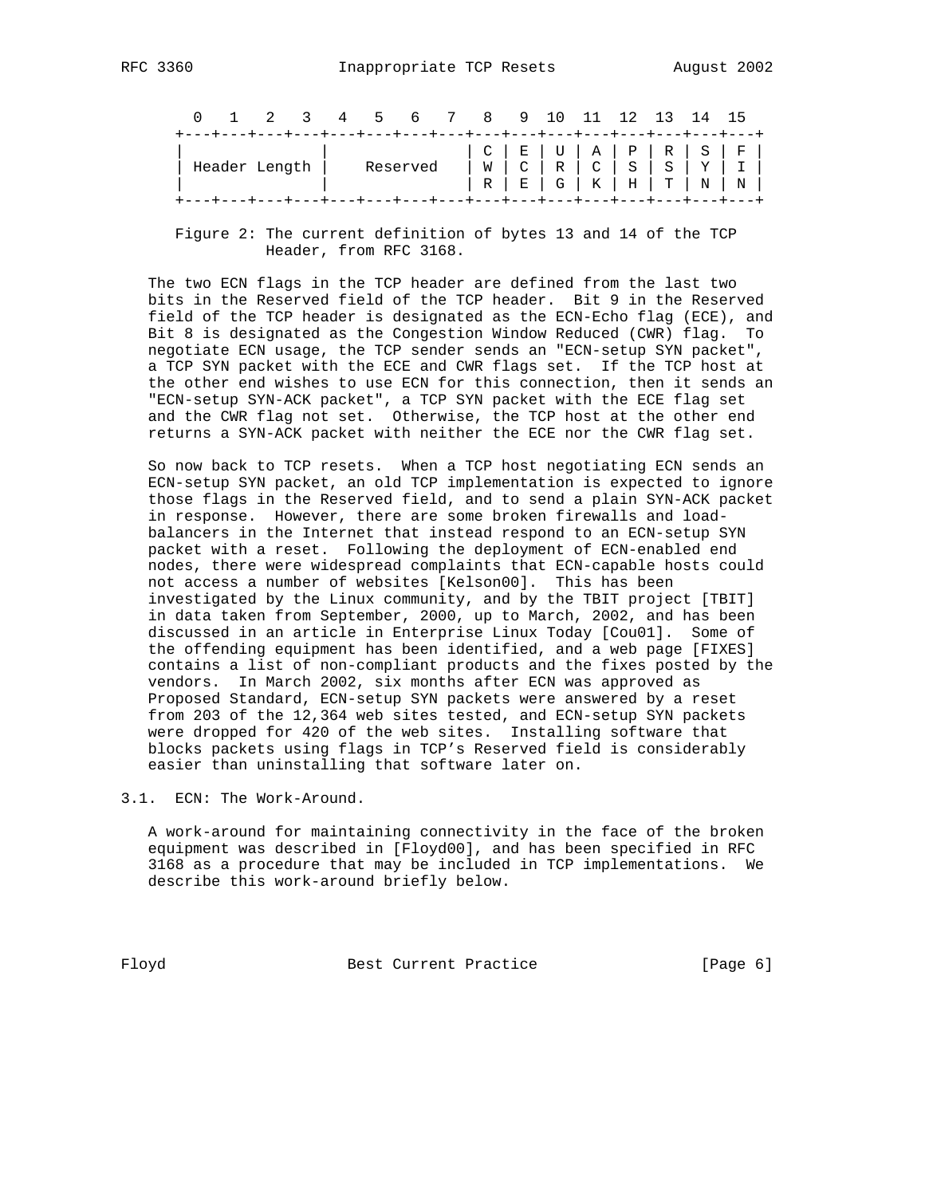```
  0   1   2   3   4   5   6   7   8   9  10  11  12  13  14  15
+---+---+---+---+---+---+---+---+---+---+---+---+---+---+---+---+
|               |               | C | E | U | A | P | R | S | F |
| Header Length |    Reserved   | W | C | R | C | S | S | Y | I |
|               |               | R | E | G | K | H | T | N | N |
+---+---+---+---+---+---+---+---+---+---+---+---+---+---+---+---+
```

Figure 2: The current definition of bytes 13 and 14 of the TCP Header, from RFC 3168.

The two ECN flags in the TCP header are defined from the last two bits in the Reserved field of the TCP header. Bit 9 in the Reserved field of the TCP header is designated as the ECN-Echo flag (ECE), and Bit 8 is designated as the Congestion Window Reduced (CWR) flag. To negotiate ECN usage, the TCP sender sends an "ECN-setup SYN packet", a TCP SYN packet with the ECE and CWR flags set. If the TCP host at the other end wishes to use ECN for this connection, then it sends an "ECN-setup SYN-ACK packet", a TCP SYN packet with the ECE flag set and the CWR flag not set. Otherwise, the TCP host at the other end returns a SYN-ACK packet with neither the ECE nor the CWR flag set.

So now back to TCP resets. When a TCP host negotiating ECN sends an ECN-setup SYN packet, an old TCP implementation is expected to ignore those flags in the Reserved field, and to send a plain SYN-ACK packet in response. However, there are some broken firewalls and load-balancers in the Internet that instead respond to an ECN-setup SYN packet with a reset. Following the deployment of ECN-enabled end nodes, there were widespread complaints that ECN-capable hosts could not access a number of websites [Kelson00]. This has been investigated by the Linux community, and by the TBIT project [TBIT] in data taken from September, 2000, up to March, 2002, and has been discussed in an article in Enterprise Linux Today [Cou01]. Some of the offending equipment has been identified, and a web page [FIXES] contains a list of non-compliant products and the fixes posted by the vendors. In March 2002, six months after ECN was approved as Proposed Standard, ECN-setup SYN packets were answered by a reset from 203 of the 12,364 web sites tested, and ECN-setup SYN packets were dropped for 420 of the web sites. Installing software that blocks packets using flags in TCP's Reserved field is considerably easier than uninstalling that software later on.

## 3.1. ECN: The Work-Around.

A work-around for maintaining connectivity in the face of the broken equipment was described in [Floyd00], and has been specified in RFC 3168 as a procedure that may be included in TCP implementations. We describe this work-around briefly below.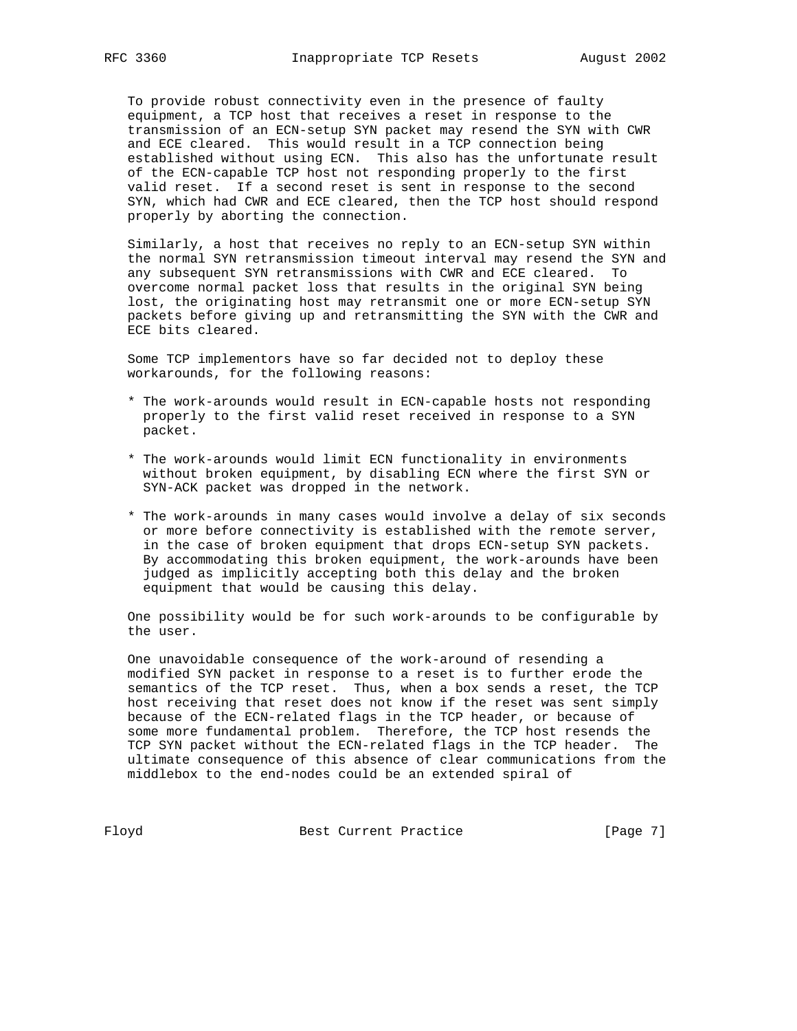To provide robust connectivity even in the presence of faulty equipment, a TCP host that receives a reset in response to the transmission of an ECN-setup SYN packet may resend the SYN with CWR and ECE cleared. This would result in a TCP connection being established without using ECN. This also has the unfortunate result of the ECN-capable TCP host not responding properly to the first valid reset. If a second reset is sent in response to the second SYN, which had CWR and ECE cleared, then the TCP host should respond properly by aborting the connection.

Similarly, a host that receives no reply to an ECN-setup SYN within the normal SYN retransmission timeout interval may resend the SYN and any subsequent SYN retransmissions with CWR and ECE cleared. To overcome normal packet loss that results in the original SYN being lost, the originating host may retransmit one or more ECN-setup SYN packets before giving up and retransmitting the SYN with the CWR and ECE bits cleared.

Some TCP implementors have so far decided not to deploy these workarounds, for the following reasons:

* The work-arounds would result in ECN-capable hosts not responding properly to the first valid reset received in response to a SYN packet.

* The work-arounds would limit ECN functionality in environments without broken equipment, by disabling ECN where the first SYN or SYN-ACK packet was dropped in the network.

* The work-arounds in many cases would involve a delay of six seconds or more before connectivity is established with the remote server, in the case of broken equipment that drops ECN-setup SYN packets. By accommodating this broken equipment, the work-arounds have been judged as implicitly accepting both this delay and the broken equipment that would be causing this delay.

One possibility would be for such work-arounds to be configurable by the user.

One unavoidable consequence of the work-around of resending a modified SYN packet in response to a reset is to further erode the semantics of the TCP reset. Thus, when a box sends a reset, the TCP host receiving that reset does not know if the reset was sent simply because of the ECN-related flags in the TCP header, or because of some more fundamental problem. Therefore, the TCP host resends the TCP SYN packet without the ECN-related flags in the TCP header. The ultimate consequence of this absence of clear communications from the middlebox to the end-nodes could be an extended spiral of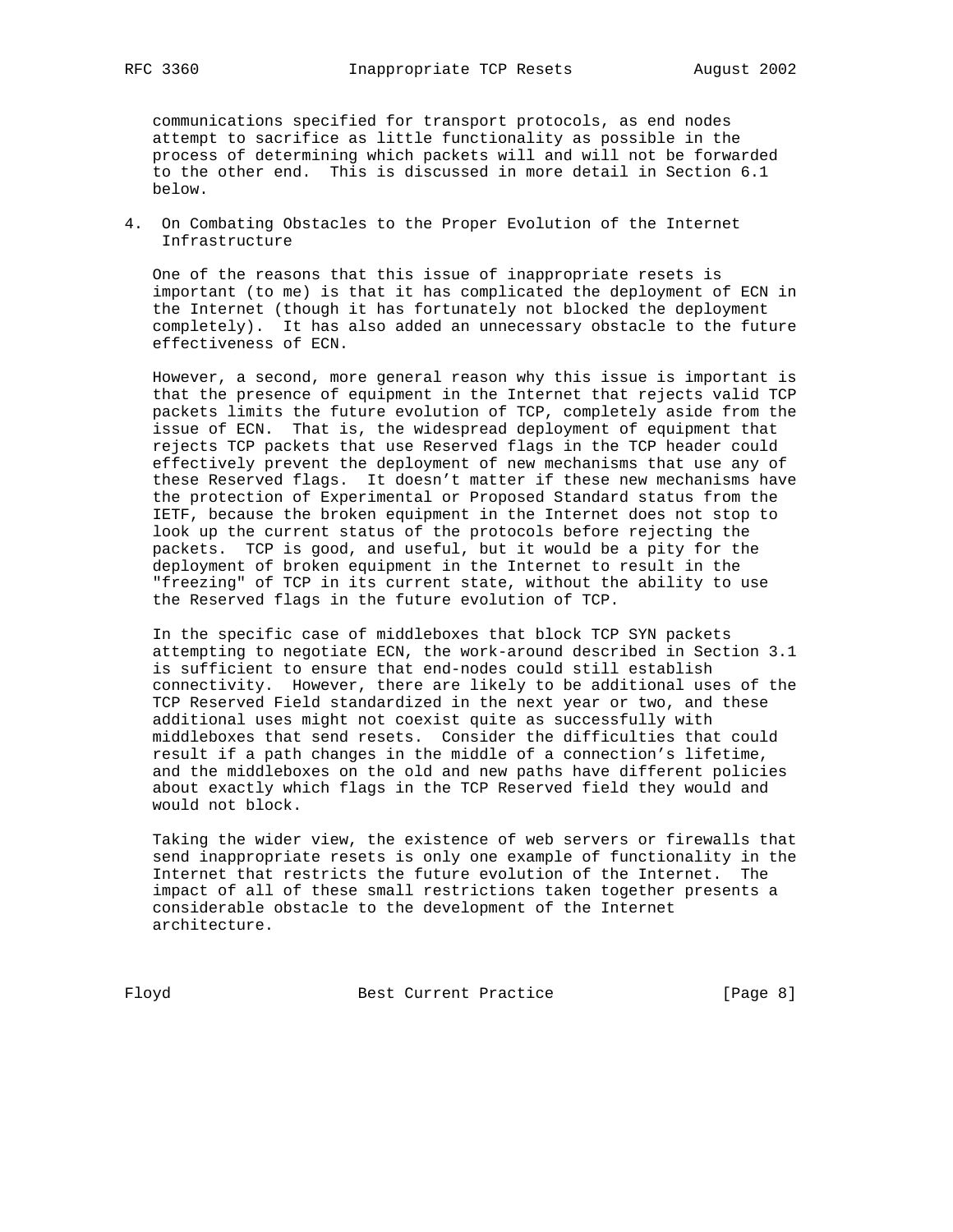communications specified for transport protocols, as end nodes attempt to sacrifice as little functionality as possible in the process of determining which packets will and will not be forwarded to the other end. This is discussed in more detail in Section 6.1 below.

## 4. On Combating Obstacles to the Proper Evolution of the Internet Infrastructure

One of the reasons that this issue of inappropriate resets is important (to me) is that it has complicated the deployment of ECN in the Internet (though it has fortunately not blocked the deployment completely). It has also added an unnecessary obstacle to the future effectiveness of ECN.

However, a second, more general reason why this issue is important is that the presence of equipment in the Internet that rejects valid TCP packets limits the future evolution of TCP, completely aside from the issue of ECN. That is, the widespread deployment of equipment that rejects TCP packets that use Reserved flags in the TCP header could effectively prevent the deployment of new mechanisms that use any of these Reserved flags. It doesn't matter if these new mechanisms have the protection of Experimental or Proposed Standard status from the IETF, because the broken equipment in the Internet does not stop to look up the current status of the protocols before rejecting the packets. TCP is good, and useful, but it would be a pity for the deployment of broken equipment in the Internet to result in the "freezing" of TCP in its current state, without the ability to use the Reserved flags in the future evolution of TCP.

In the specific case of middleboxes that block TCP SYN packets attempting to negotiate ECN, the work-around described in Section 3.1 is sufficient to ensure that end-nodes could still establish connectivity. However, there are likely to be additional uses of the TCP Reserved Field standardized in the next year or two, and these additional uses might not coexist quite as successfully with middleboxes that send resets. Consider the difficulties that could result if a path changes in the middle of a connection's lifetime, and the middleboxes on the old and new paths have different policies about exactly which flags in the TCP Reserved field they would and would not block.

Taking the wider view, the existence of web servers or firewalls that send inappropriate resets is only one example of functionality in the Internet that restricts the future evolution of the Internet. The impact of all of these small restrictions taken together presents a considerable obstacle to the development of the Internet architecture.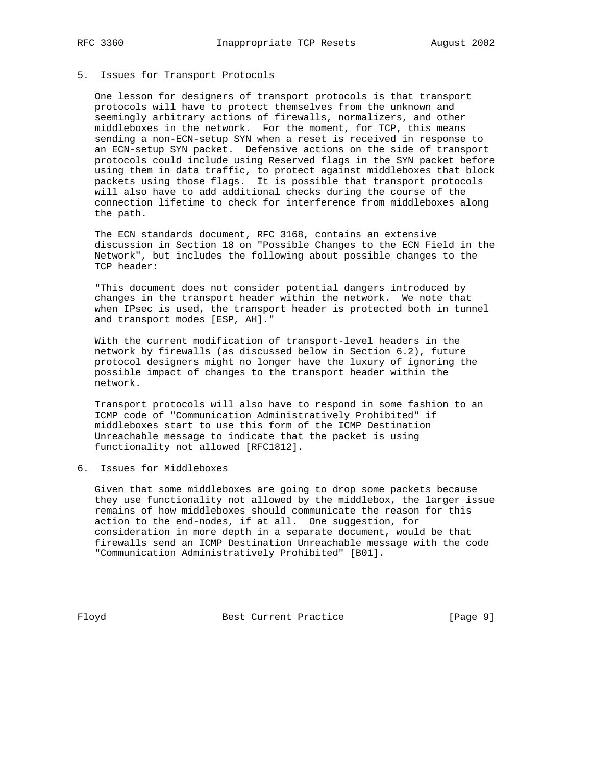## 5. Issues for Transport Protocols

One lesson for designers of transport protocols is that transport protocols will have to protect themselves from the unknown and seemingly arbitrary actions of firewalls, normalizers, and other middleboxes in the network. For the moment, for TCP, this means sending a non-ECN-setup SYN when a reset is received in response to an ECN-setup SYN packet. Defensive actions on the side of transport protocols could include using Reserved flags in the SYN packet before using them in data traffic, to protect against middleboxes that block packets using those flags. It is possible that transport protocols will also have to add additional checks during the course of the connection lifetime to check for interference from middleboxes along the path.

The ECN standards document, RFC 3168, contains an extensive discussion in Section 18 on "Possible Changes to the ECN Field in the Network", but includes the following about possible changes to the TCP header:

"This document does not consider potential dangers introduced by changes in the transport header within the network. We note that when IPsec is used, the transport header is protected both in tunnel and transport modes [ESP, AH]."

With the current modification of transport-level headers in the network by firewalls (as discussed below in Section 6.2), future protocol designers might no longer have the luxury of ignoring the possible impact of changes to the transport header within the network.

Transport protocols will also have to respond in some fashion to an ICMP code of "Communication Administratively Prohibited" if middleboxes start to use this form of the ICMP Destination Unreachable message to indicate that the packet is using functionality not allowed [RFC1812].

## 6. Issues for Middleboxes

Given that some middleboxes are going to drop some packets because they use functionality not allowed by the middlebox, the larger issue remains of how middleboxes should communicate the reason for this action to the end-nodes, if at all. One suggestion, for consideration in more depth in a separate document, would be that firewalls send an ICMP Destination Unreachable message with the code "Communication Administratively Prohibited" [B01].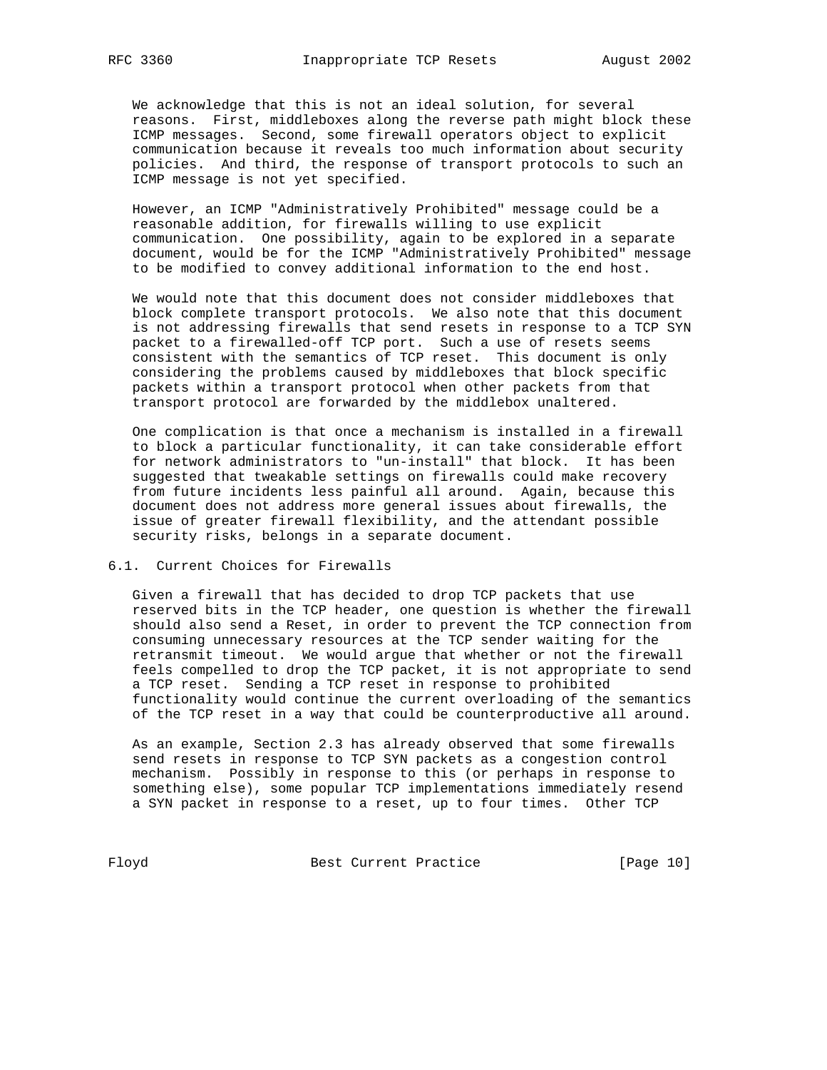We acknowledge that this is not an ideal solution, for several reasons. First, middleboxes along the reverse path might block these ICMP messages. Second, some firewall operators object to explicit communication because it reveals too much information about security policies. And third, the response of transport protocols to such an ICMP message is not yet specified.

However, an ICMP "Administratively Prohibited" message could be a reasonable addition, for firewalls willing to use explicit communication. One possibility, again to be explored in a separate document, would be for the ICMP "Administratively Prohibited" message to be modified to convey additional information to the end host.

We would note that this document does not consider middleboxes that block complete transport protocols. We also note that this document is not addressing firewalls that send resets in response to a TCP SYN packet to a firewalled-off TCP port. Such a use of resets seems consistent with the semantics of TCP reset. This document is only considering the problems caused by middleboxes that block specific packets within a transport protocol when other packets from that transport protocol are forwarded by the middlebox unaltered.

One complication is that once a mechanism is installed in a firewall to block a particular functionality, it can take considerable effort for network administrators to "un-install" that block. It has been suggested that tweakable settings on firewalls could make recovery from future incidents less painful all around. Again, because this document does not address more general issues about firewalls, the issue of greater firewall flexibility, and the attendant possible security risks, belongs in a separate document.

## 6.1. Current Choices for Firewalls

Given a firewall that has decided to drop TCP packets that use reserved bits in the TCP header, one question is whether the firewall should also send a Reset, in order to prevent the TCP connection from consuming unnecessary resources at the TCP sender waiting for the retransmit timeout. We would argue that whether or not the firewall feels compelled to drop the TCP packet, it is not appropriate to send a TCP reset. Sending a TCP reset in response to prohibited functionality would continue the current overloading of the semantics of the TCP reset in a way that could be counterproductive all around.

As an example, Section 2.3 has already observed that some firewalls send resets in response to TCP SYN packets as a congestion control mechanism. Possibly in response to this (or perhaps in response to something else), some popular TCP implementations immediately resend a SYN packet in response to a reset, up to four times. Other TCP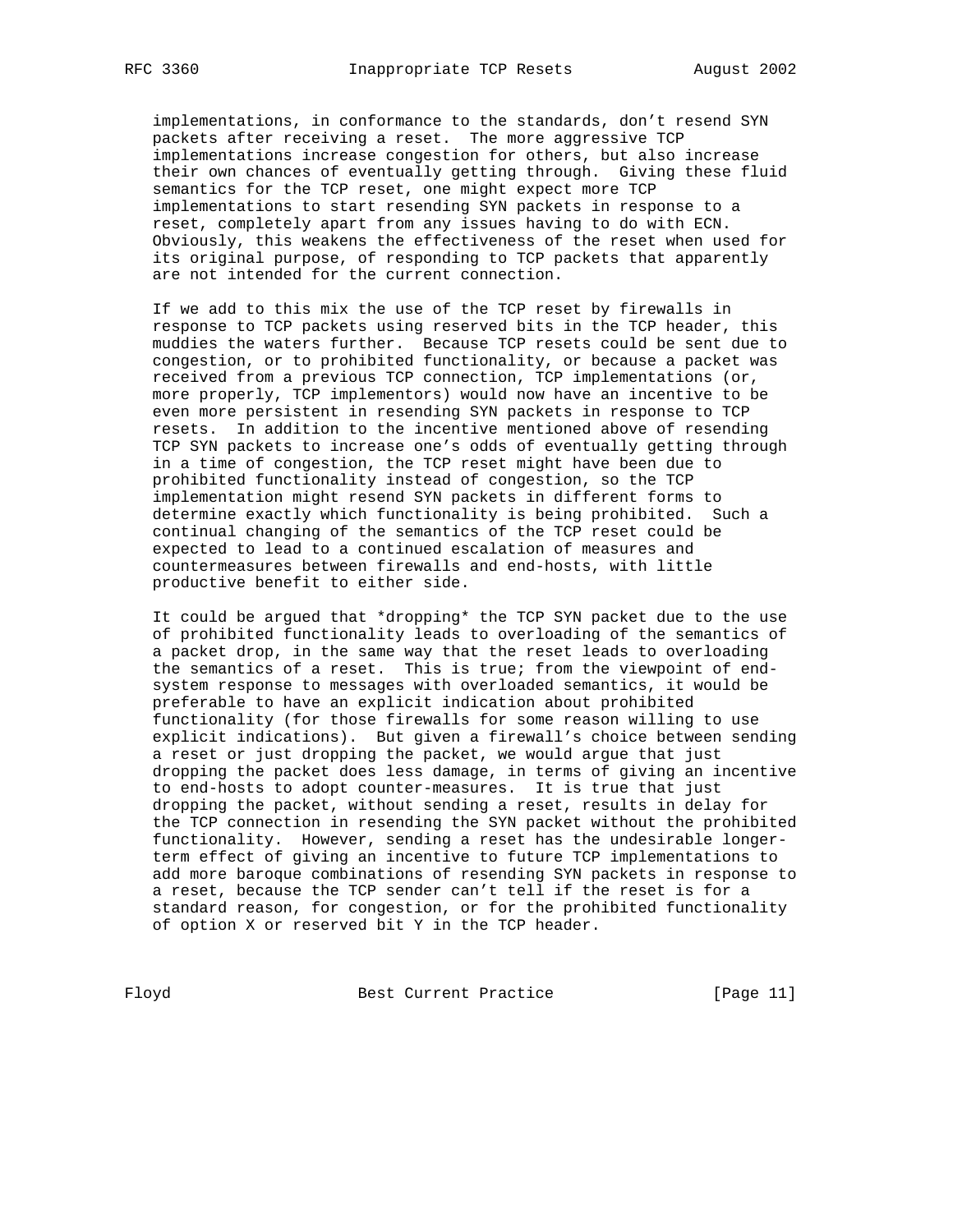implementations, in conformance to the standards, don't resend SYN packets after receiving a reset. The more aggressive TCP implementations increase congestion for others, but also increase their own chances of eventually getting through. Giving these fluid semantics for the TCP reset, one might expect more TCP implementations to start resending SYN packets in response to a reset, completely apart from any issues having to do with ECN. Obviously, this weakens the effectiveness of the reset when used for its original purpose, of responding to TCP packets that apparently are not intended for the current connection.

If we add to this mix the use of the TCP reset by firewalls in response to TCP packets using reserved bits in the TCP header, this muddies the waters further. Because TCP resets could be sent due to congestion, or to prohibited functionality, or because a packet was received from a previous TCP connection, TCP implementations (or, more properly, TCP implementors) would now have an incentive to be even more persistent in resending SYN packets in response to TCP resets. In addition to the incentive mentioned above of resending TCP SYN packets to increase one's odds of eventually getting through in a time of congestion, the TCP reset might have been due to prohibited functionality instead of congestion, so the TCP implementation might resend SYN packets in different forms to determine exactly which functionality is being prohibited. Such a continual changing of the semantics of the TCP reset could be expected to lead to a continued escalation of measures and countermeasures between firewalls and end-hosts, with little productive benefit to either side.

It could be argued that *dropping* the TCP SYN packet due to the use of prohibited functionality leads to overloading of the semantics of a packet drop, in the same way that the reset leads to overloading the semantics of a reset. This is true; from the viewpoint of end-system response to messages with overloaded semantics, it would be preferable to have an explicit indication about prohibited functionality (for those firewalls for some reason willing to use explicit indications). But given a firewall's choice between sending a reset or just dropping the packet, we would argue that just dropping the packet does less damage, in terms of giving an incentive to end-hosts to adopt counter-measures. It is true that just dropping the packet, without sending a reset, results in delay for the TCP connection in resending the SYN packet without the prohibited functionality. However, sending a reset has the undesirable longer-term effect of giving an incentive to future TCP implementations to add more baroque combinations of resending SYN packets in response to a reset, because the TCP sender can't tell if the reset is for a standard reason, for congestion, or for the prohibited functionality of option X or reserved bit Y in the TCP header.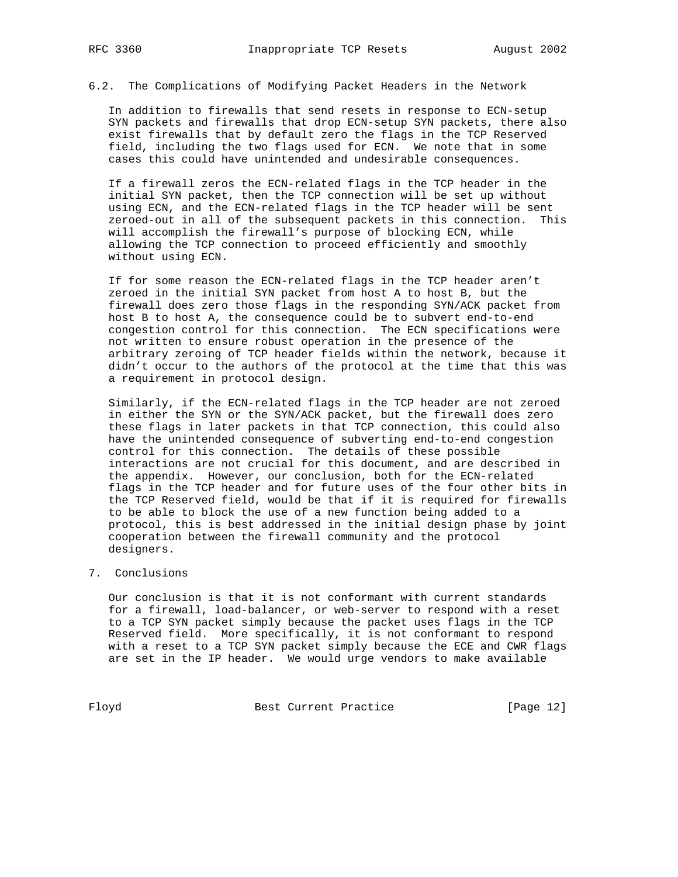## 6.2. The Complications of Modifying Packet Headers in the Network

In addition to firewalls that send resets in response to ECN-setup SYN packets and firewalls that drop ECN-setup SYN packets, there also exist firewalls that by default zero the flags in the TCP Reserved field, including the two flags used for ECN. We note that in some cases this could have unintended and undesirable consequences.

If a firewall zeros the ECN-related flags in the TCP header in the initial SYN packet, then the TCP connection will be set up without using ECN, and the ECN-related flags in the TCP header will be sent zeroed-out in all of the subsequent packets in this connection. This will accomplish the firewall's purpose of blocking ECN, while allowing the TCP connection to proceed efficiently and smoothly without using ECN.

If for some reason the ECN-related flags in the TCP header aren't zeroed in the initial SYN packet from host A to host B, but the firewall does zero those flags in the responding SYN/ACK packet from host B to host A, the consequence could be to subvert end-to-end congestion control for this connection. The ECN specifications were not written to ensure robust operation in the presence of the arbitrary zeroing of TCP header fields within the network, because it didn't occur to the authors of the protocol at the time that this was a requirement in protocol design.

Similarly, if the ECN-related flags in the TCP header are not zeroed in either the SYN or the SYN/ACK packet, but the firewall does zero these flags in later packets in that TCP connection, this could also have the unintended consequence of subverting end-to-end congestion control for this connection. The details of these possible interactions are not crucial for this document, and are described in the appendix. However, our conclusion, both for the ECN-related flags in the TCP header and for future uses of the four other bits in the TCP Reserved field, would be that if it is required for firewalls to be able to block the use of a new function being added to a protocol, this is best addressed in the initial design phase by joint cooperation between the firewall community and the protocol designers.

# 7. Conclusions

Our conclusion is that it is not conformant with current standards for a firewall, load-balancer, or web-server to respond with a reset to a TCP SYN packet simply because the packet uses flags in the TCP Reserved field. More specifically, it is not conformant to respond with a reset to a TCP SYN packet simply because the ECE and CWR flags are set in the IP header. We would urge vendors to make available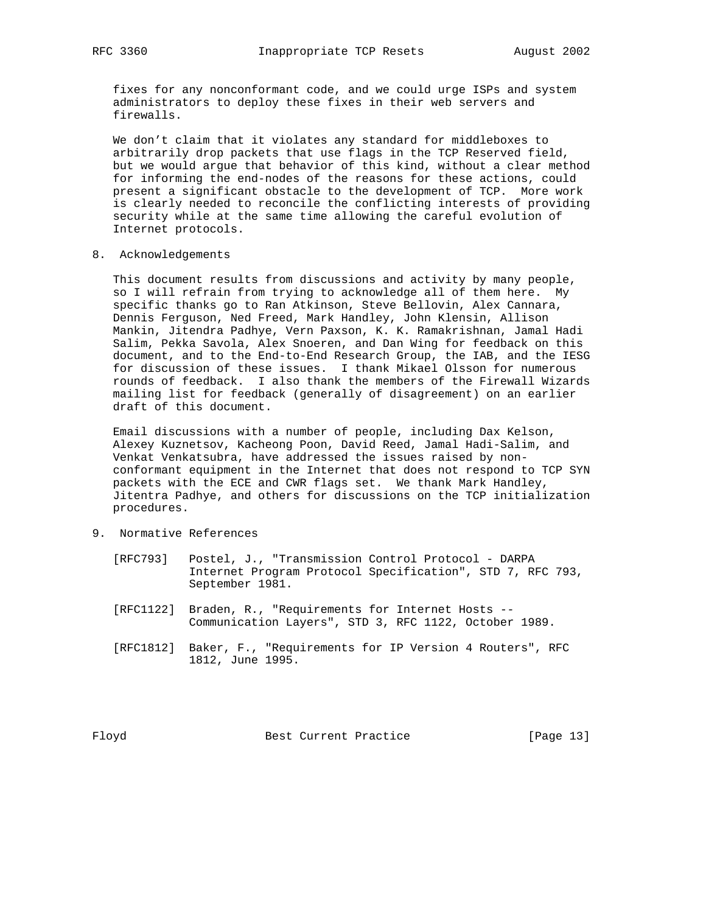fixes for any nonconformant code, and we could urge ISPs and system administrators to deploy these fixes in their web servers and firewalls.

We don't claim that it violates any standard for middleboxes to arbitrarily drop packets that use flags in the TCP Reserved field, but we would argue that behavior of this kind, without a clear method for informing the end-nodes of the reasons for these actions, could present a significant obstacle to the development of TCP. More work is clearly needed to reconcile the conflicting interests of providing security while at the same time allowing the careful evolution of Internet protocols.

## 8. Acknowledgements

This document results from discussions and activity by many people, so I will refrain from trying to acknowledge all of them here. My specific thanks go to Ran Atkinson, Steve Bellovin, Alex Cannara, Dennis Ferguson, Ned Freed, Mark Handley, John Klensin, Allison Mankin, Jitendra Padhye, Vern Paxson, K. K. Ramakrishnan, Jamal Hadi Salim, Pekka Savola, Alex Snoeren, and Dan Wing for feedback on this document, and to the End-to-End Research Group, the IAB, and the IESG for discussion of these issues. I thank Mikael Olsson for numerous rounds of feedback. I also thank the members of the Firewall Wizards mailing list for feedback (generally of disagreement) on an earlier draft of this document.

Email discussions with a number of people, including Dax Kelson, Alexey Kuznetsov, Kacheong Poon, David Reed, Jamal Hadi-Salim, and Venkat Venkatsubra, have addressed the issues raised by non-conformant equipment in the Internet that does not respond to TCP SYN packets with the ECE and CWR flags set. We thank Mark Handley, Jitentra Padhye, and others for discussions on the TCP initialization procedures.

## 9. Normative References

[RFC793] Postel, J., "Transmission Control Protocol - DARPA Internet Program Protocol Specification", STD 7, RFC 793, September 1981.

[RFC1122] Braden, R., "Requirements for Internet Hosts -- Communication Layers", STD 3, RFC 1122, October 1989.

[RFC1812] Baker, F., "Requirements for IP Version 4 Routers", RFC 1812, June 1995.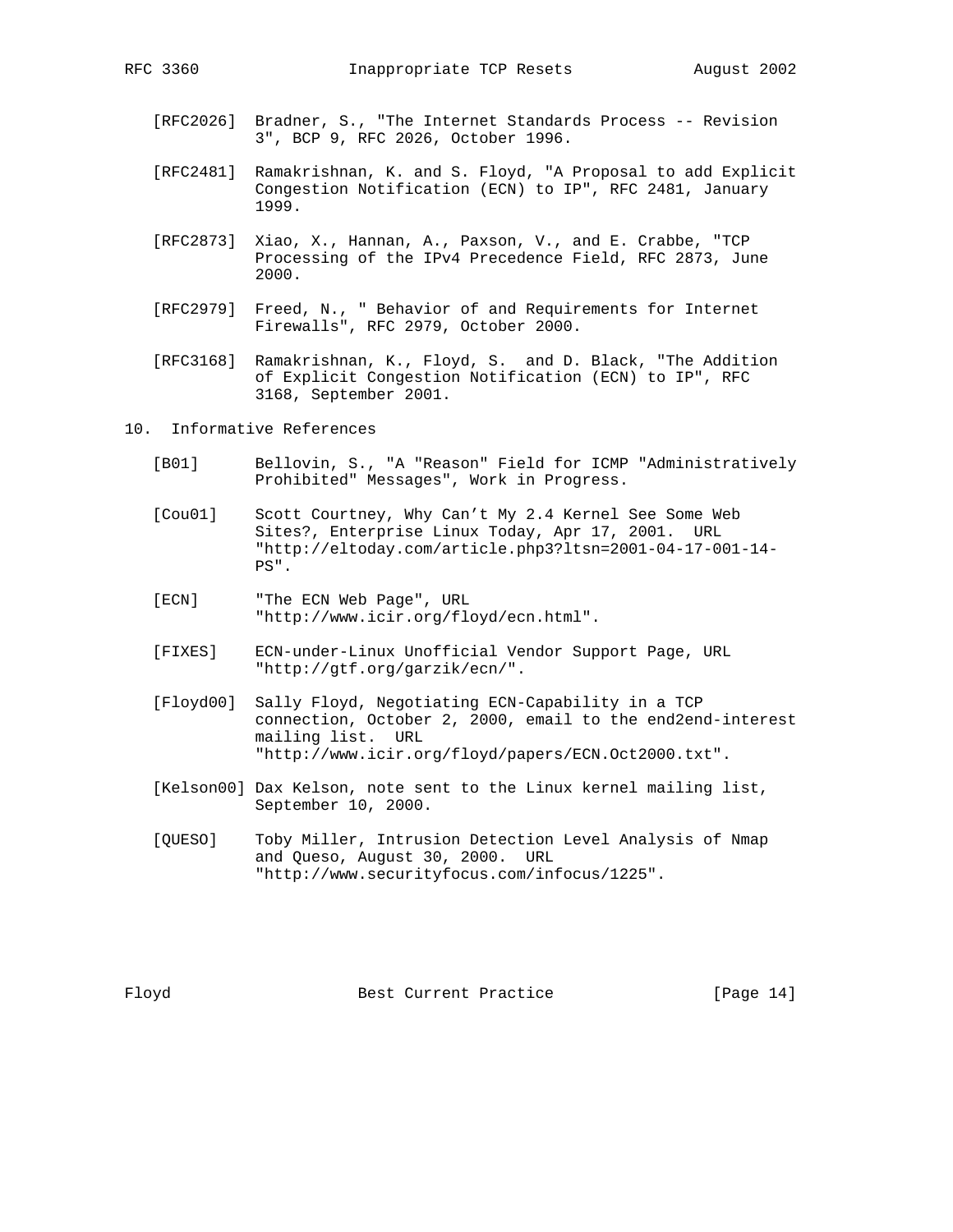[RFC2026] Bradner, S., "The Internet Standards Process -- Revision 3", BCP 9, RFC 2026, October 1996.

[RFC2481] Ramakrishnan, K. and S. Floyd, "A Proposal to add Explicit Congestion Notification (ECN) to IP", RFC 2481, January 1999.

[RFC2873] Xiao, X., Hannan, A., Paxson, V., and E. Crabbe, "TCP Processing of the IPv4 Precedence Field, RFC 2873, June 2000.

[RFC2979] Freed, N., " Behavior of and Requirements for Internet Firewalls", RFC 2979, October 2000.

[RFC3168] Ramakrishnan, K., Floyd, S. and D. Black, "The Addition of Explicit Congestion Notification (ECN) to IP", RFC 3168, September 2001.

## 10. Informative References

[B01] Bellovin, S., "A "Reason" Field for ICMP "Administratively Prohibited" Messages", Work in Progress.

[Cou01] Scott Courtney, Why Can't My 2.4 Kernel See Some Web Sites?, Enterprise Linux Today, Apr 17, 2001. URL "http://eltoday.com/article.php3?ltsn=2001-04-17-001-14-PS".

[ECN] "The ECN Web Page", URL "http://www.icir.org/floyd/ecn.html".

[FIXES] ECN-under-Linux Unofficial Vendor Support Page, URL "http://gtf.org/garzik/ecn/".

[Floyd00] Sally Floyd, Negotiating ECN-Capability in a TCP connection, October 2, 2000, email to the end2end-interest mailing list. URL "http://www.icir.org/floyd/papers/ECN.Oct2000.txt".

[Kelson00] Dax Kelson, note sent to the Linux kernel mailing list, September 10, 2000.

[QUESO] Toby Miller, Intrusion Detection Level Analysis of Nmap and Queso, August 30, 2000. URL "http://www.securityfocus.com/infocus/1225".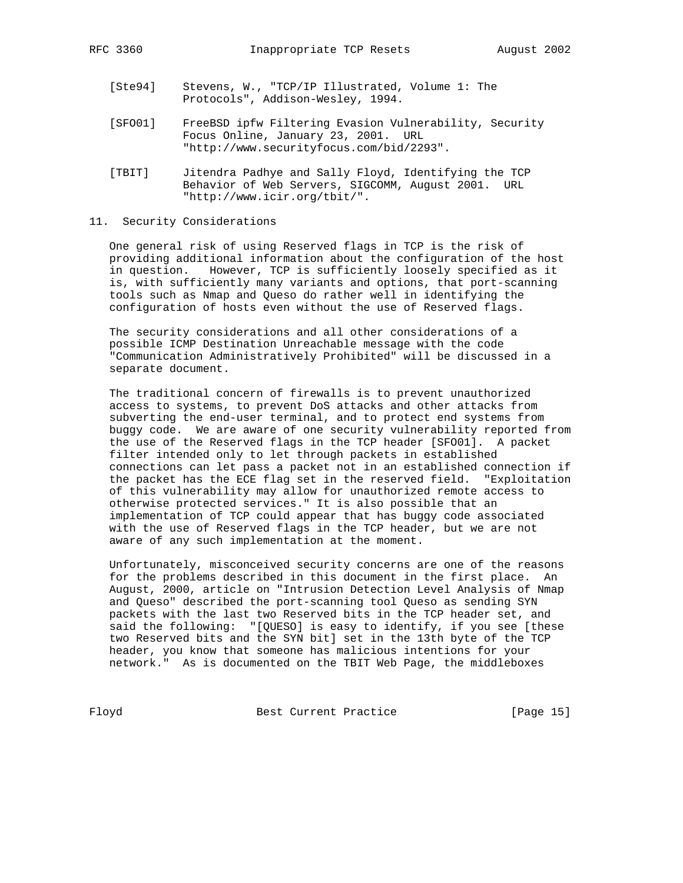[Ste94] Stevens, W., "TCP/IP Illustrated, Volume 1: The Protocols", Addison-Wesley, 1994.

[SFO01] FreeBSD ipfw Filtering Evasion Vulnerability, Security Focus Online, January 23, 2001. URL "http://www.securityfocus.com/bid/2293".

[TBIT] Jitendra Padhye and Sally Floyd, Identifying the TCP Behavior of Web Servers, SIGCOMM, August 2001. URL "http://www.icir.org/tbit/".

## 11. Security Considerations

One general risk of using Reserved flags in TCP is the risk of providing additional information about the configuration of the host in question. However, TCP is sufficiently loosely specified as it is, with sufficiently many variants and options, that port-scanning tools such as Nmap and Queso do rather well in identifying the configuration of hosts even without the use of Reserved flags.

The security considerations and all other considerations of a possible ICMP Destination Unreachable message with the code "Communication Administratively Prohibited" will be discussed in a separate document.

The traditional concern of firewalls is to prevent unauthorized access to systems, to prevent DoS attacks and other attacks from subverting the end-user terminal, and to protect end systems from buggy code. We are aware of one security vulnerability reported from the use of the Reserved flags in the TCP header [SFO01]. A packet filter intended only to let through packets in established connections can let pass a packet not in an established connection if the packet has the ECE flag set in the reserved field. "Exploitation of this vulnerability may allow for unauthorized remote access to otherwise protected services." It is also possible that an implementation of TCP could appear that has buggy code associated with the use of Reserved flags in the TCP header, but we are not aware of any such implementation at the moment.

Unfortunately, misconceived security concerns are one of the reasons for the problems described in this document in the first place. An August, 2000, article on "Intrusion Detection Level Analysis of Nmap and Queso" described the port-scanning tool Queso as sending SYN packets with the last two Reserved bits in the TCP header set, and said the following: "[QUESO] is easy to identify, if you see [these two Reserved bits and the SYN bit] set in the 13th byte of the TCP header, you know that someone has malicious intentions for your network." As is documented on the TBIT Web Page, the middleboxes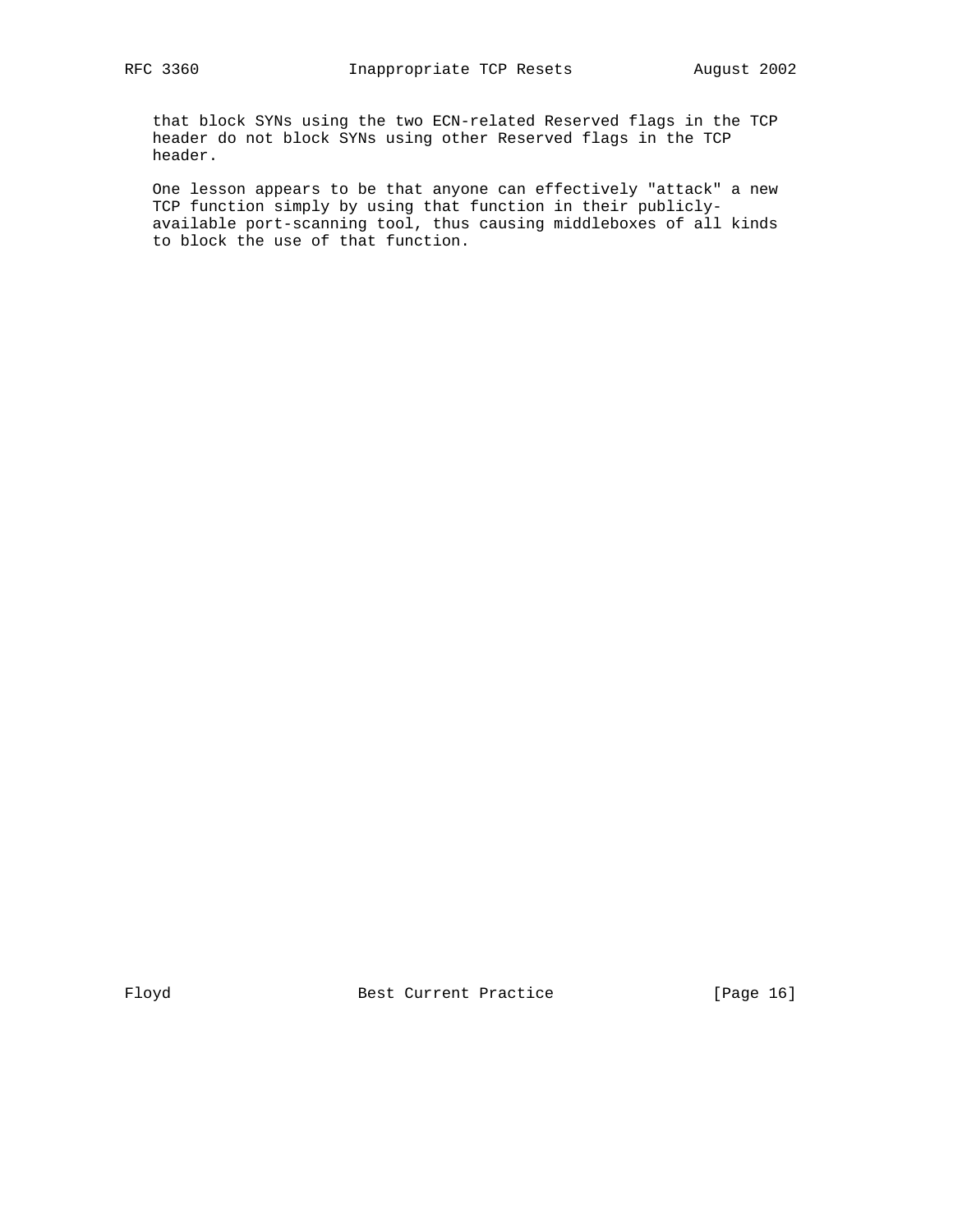that block SYNs using the two ECN-related Reserved flags in the TCP header do not block SYNs using other Reserved flags in the TCP header.

One lesson appears to be that anyone can effectively "attack" a new TCP function simply by using that function in their publicly-available port-scanning tool, thus causing middleboxes of all kinds to block the use of that function.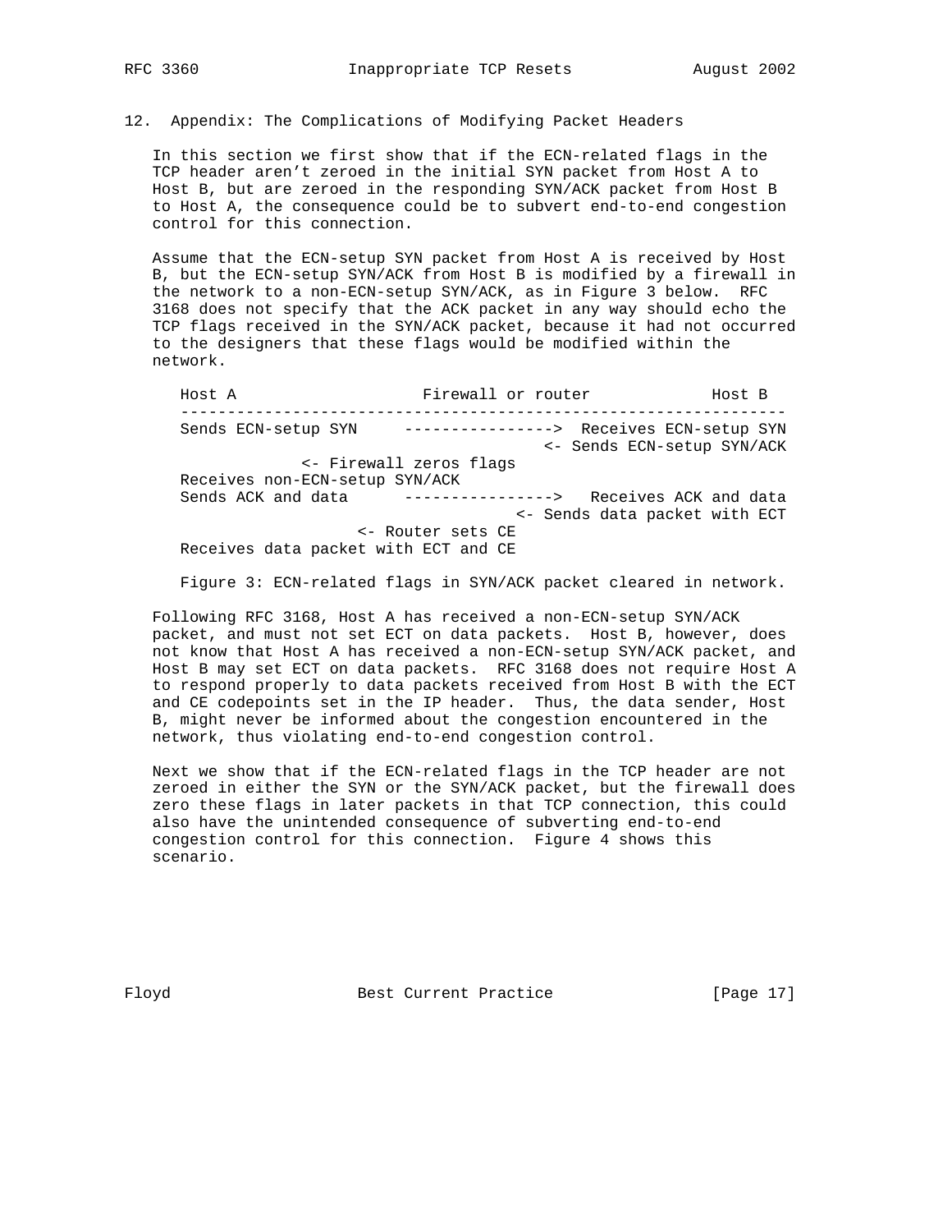## 12. Appendix: The Complications of Modifying Packet Headers

In this section we first show that if the ECN-related flags in the TCP header aren't zeroed in the initial SYN packet from Host A to Host B, but are zeroed in the responding SYN/ACK packet from Host B to Host A, the consequence could be to subvert end-to-end congestion control for this connection.

Assume that the ECN-setup SYN packet from Host A is received by Host B, but the ECN-setup SYN/ACK from Host B is modified by a firewall in the network to a non-ECN-setup SYN/ACK, as in Figure 3 below. RFC 3168 does not specify that the ACK packet in any way should echo the TCP flags received in the SYN/ACK packet, because it had not occurred to the designers that these flags would be modified within the network.

```
   Host A                    Firewall or router            Host B
   -----------------------------------------------------------------
   Sends ECN-setup SYN     ---------------->  Receives ECN-setup SYN
                                           <- Sends ECN-setup SYN/ACK
               <- Firewall zeros flags
   Receives non-ECN-setup SYN/ACK
   Sends ACK and data      ---------------->   Receives ACK and data
                                        <- Sends data packet with ECT
                     <- Router sets CE
   Receives data packet with ECT and CE
```

Figure 3: ECN-related flags in SYN/ACK packet cleared in network.

Following RFC 3168, Host A has received a non-ECN-setup SYN/ACK packet, and must not set ECT on data packets. Host B, however, does not know that Host A has received a non-ECN-setup SYN/ACK packet, and Host B may set ECT on data packets. RFC 3168 does not require Host A to respond properly to data packets received from Host B with the ECT and CE codepoints set in the IP header. Thus, the data sender, Host B, might never be informed about the congestion encountered in the network, thus violating end-to-end congestion control.

Next we show that if the ECN-related flags in the TCP header are not zeroed in either the SYN or the SYN/ACK packet, but the firewall does zero these flags in later packets in that TCP connection, this could also have the unintended consequence of subverting end-to-end congestion control for this connection. Figure 4 shows this scenario.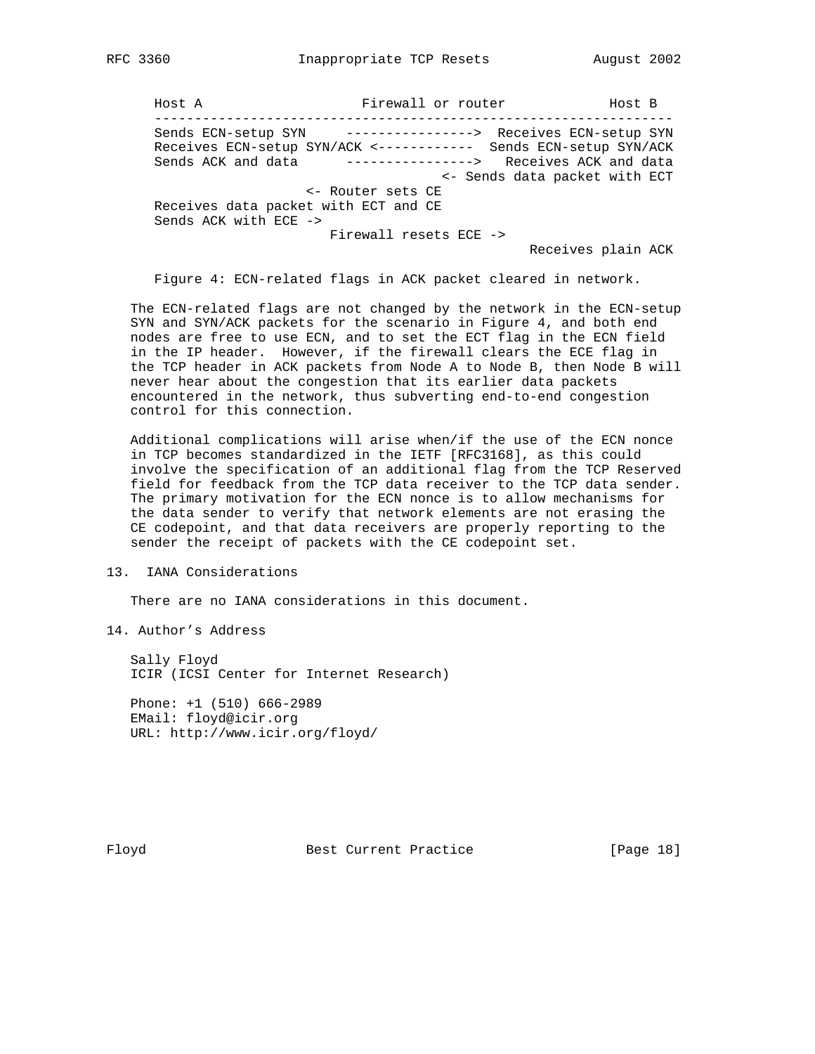```
Host A                    Firewall or router            Host B
-----------------------------------------------------------------
Sends ECN-setup SYN     ---------------->  Receives ECN-setup SYN
Receives ECN-setup SYN/ACK <------------  Sends ECN-setup SYN/ACK
Sends ACK and data      ---------------->   Receives ACK and data
                                   <- Sends data packet with ECT
                   <- Router sets CE
Receives data packet with ECT and CE
Sends ACK with ECE ->
                      Firewall resets ECE ->
                                               Receives plain ACK
```

Figure 4: ECN-related flags in ACK packet cleared in network.

The ECN-related flags are not changed by the network in the ECN-setup SYN and SYN/ACK packets for the scenario in Figure 4, and both end nodes are free to use ECN, and to set the ECT flag in the ECN field in the IP header. However, if the firewall clears the ECE flag in the TCP header in ACK packets from Node A to Node B, then Node B will never hear about the congestion that its earlier data packets encountered in the network, thus subverting end-to-end congestion control for this connection.

Additional complications will arise when/if the use of the ECN nonce in TCP becomes standardized in the IETF [RFC3168], as this could involve the specification of an additional flag from the TCP Reserved field for feedback from the TCP data receiver to the TCP data sender. The primary motivation for the ECN nonce is to allow mechanisms for the data sender to verify that network elements are not erasing the CE codepoint, and that data receivers are properly reporting to the sender the receipt of packets with the CE codepoint set.

## 13. IANA Considerations

There are no IANA considerations in this document.

## 14. Author's Address

Sally Floyd
ICIR (ICSI Center for Internet Research)

Phone: +1 (510) 666-2989
EMail: floyd@icir.org
URL: http://www.icir.org/floyd/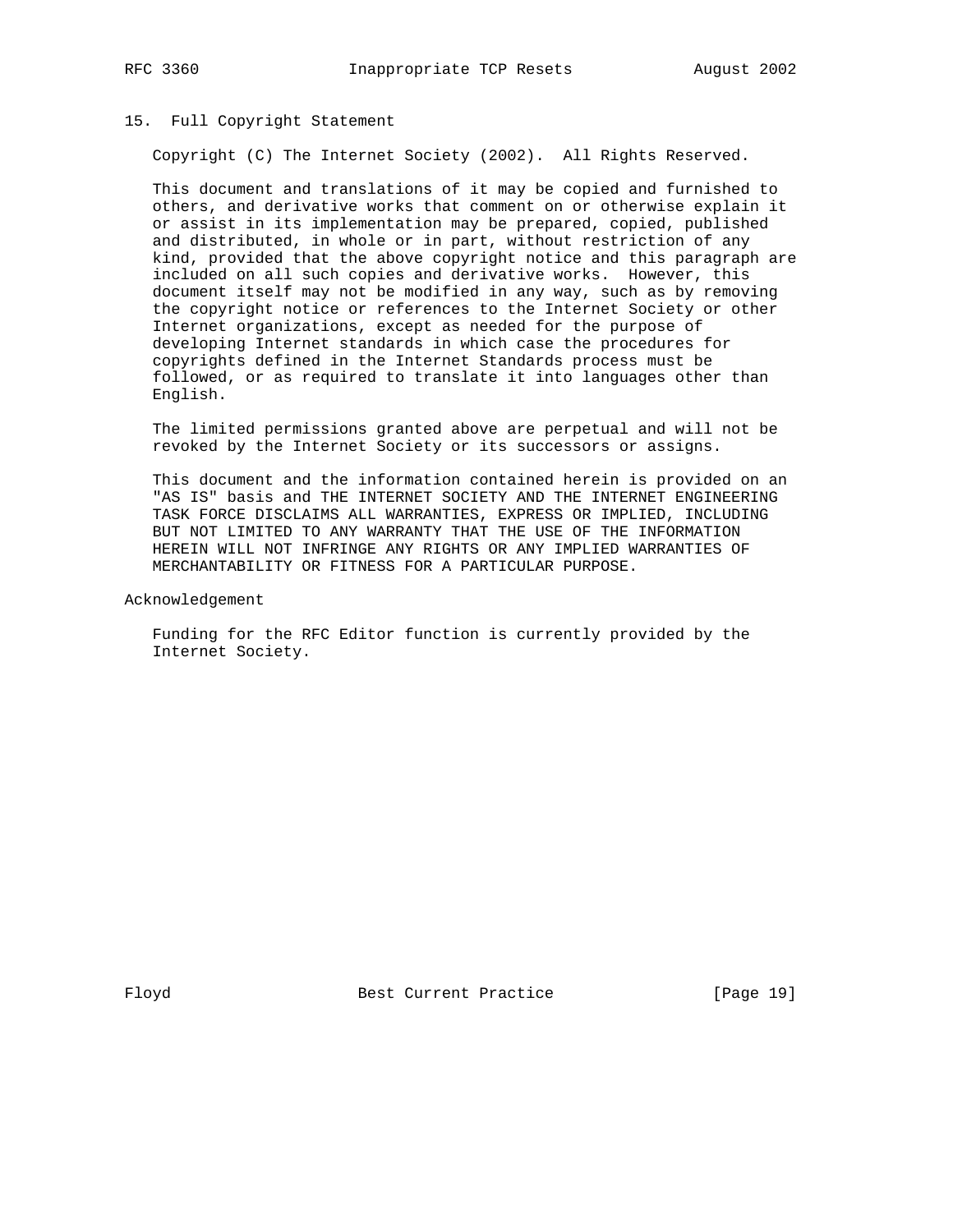## 15. Full Copyright Statement

Copyright (C) The Internet Society (2002). All Rights Reserved.

This document and translations of it may be copied and furnished to others, and derivative works that comment on or otherwise explain it or assist in its implementation may be prepared, copied, published and distributed, in whole or in part, without restriction of any kind, provided that the above copyright notice and this paragraph are included on all such copies and derivative works. However, this document itself may not be modified in any way, such as by removing the copyright notice or references to the Internet Society or other Internet organizations, except as needed for the purpose of developing Internet standards in which case the procedures for copyrights defined in the Internet Standards process must be followed, or as required to translate it into languages other than English.

The limited permissions granted above are perpetual and will not be revoked by the Internet Society or its successors or assigns.

This document and the information contained herein is provided on an "AS IS" basis and THE INTERNET SOCIETY AND THE INTERNET ENGINEERING TASK FORCE DISCLAIMS ALL WARRANTIES, EXPRESS OR IMPLIED, INCLUDING BUT NOT LIMITED TO ANY WARRANTY THAT THE USE OF THE INFORMATION HEREIN WILL NOT INFRINGE ANY RIGHTS OR ANY IMPLIED WARRANTIES OF MERCHANTABILITY OR FITNESS FOR A PARTICULAR PURPOSE.

## Acknowledgement

Funding for the RFC Editor function is currently provided by the Internet Society.